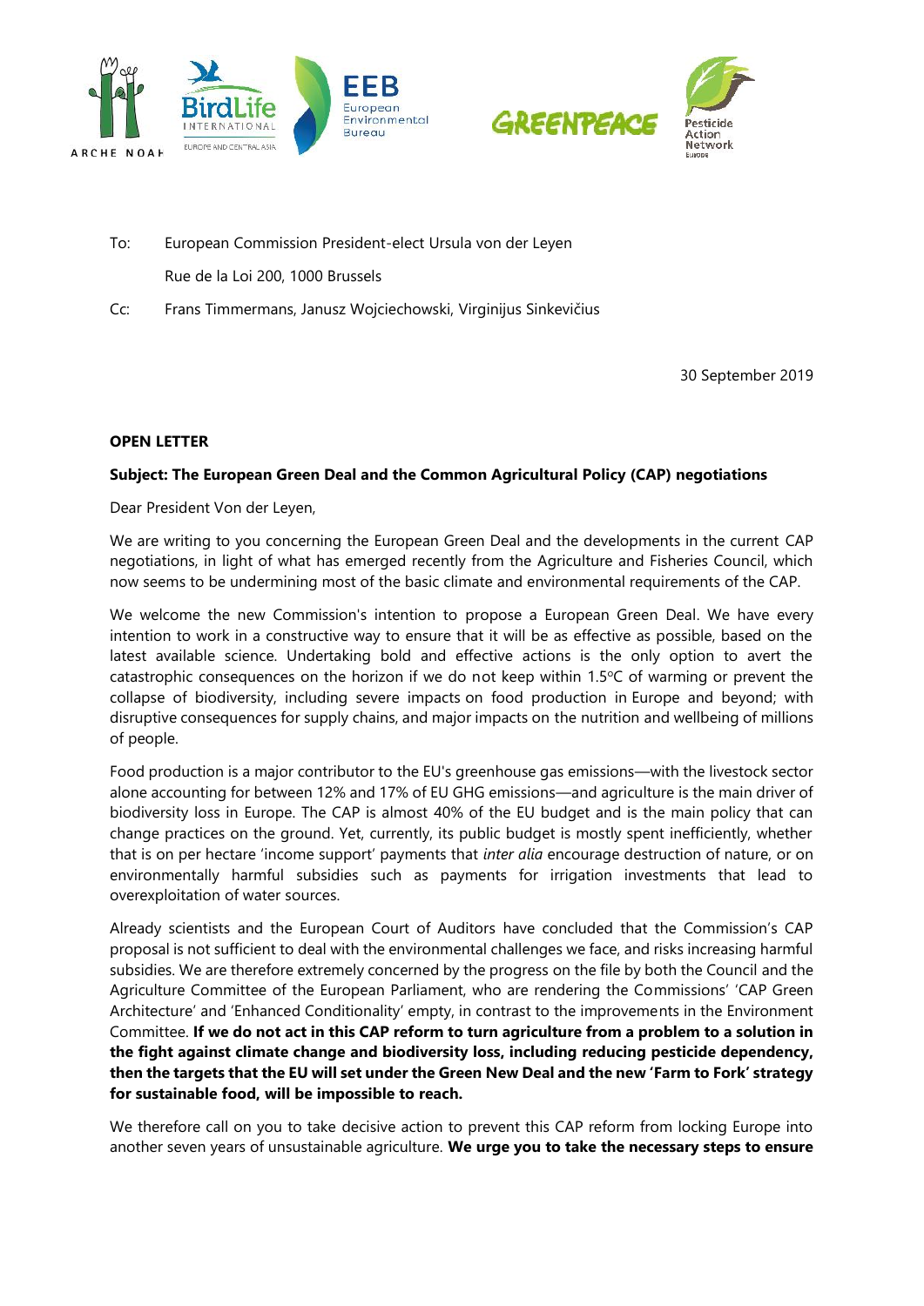To: European Commission President-elect Ursula von der Leyen

Rue de la Loi 200, 1000 Brussels

Cc: Frans Timmermans, Janusz Wojciechowski, Virginijus Sinkevičius

30 September 2019

**OPEN LETTER**

**Subject: The European Green Deal and the Common Agricultural Policy (CAP) negotiations**

Dear President Von der Leyen,

We are writing to you concerning the European Green Deal and the developments in the current CAP negotiations, in light of what has emerged recently from the Agriculture and Fisheries Council, which now seems to be undermining most of the basic climate and environmental requirements of the CAP.

We welcome the new Commission's intention to propose a European Green Deal. We have every intention to work in a constructive way to ensure that it will be as effective as possible, based on the latest available science. Undertaking bold and effective actions is the only option to avert the catastrophic consequences on the horizon if we do not keep within 1.5°C of warming or prevent the collapse of biodiversity, including severe impacts on food production in Europe and beyond; with disruptive consequences for supply chains, and major impacts on the nutrition and wellbeing of millions of people.

Food production is a major contributor to the EU's greenhouse gas emissions—with the livestock sector alone accounting for between 12% and 17% of EU GHG emissions—and agriculture is the main driver of biodiversity loss in Europe. The CAP is almost 40% of the EU budget and is the main policy that can change practices on the ground. Yet, currently, its public budget is mostly spent inefficiently, whether that is on per hectare 'income support' payments that *inter alia* encourage destruction of nature, or on environmentally harmful subsidies such as payments for irrigation investments that lead to overexploitation of water sources.

Already scientists and the European Court of Auditors have concluded that the Commission's CAP proposal is not sufficient to deal with the environmental challenges we face, and risks increasing harmful subsidies. We are therefore extremely concerned by the progress on the file by both the Council and the Agriculture Committee of the European Parliament, who are rendering the Commissions' 'CAP Green Architecture' and 'Enhanced Conditionality' empty, in contrast to the improvements in the Environment Committee. **If we do not act in this CAP reform to turn agriculture from a problem to a solution in the fight against climate change and biodiversity loss, including reducing pesticide dependency, then the targets that the EU will set under the Green New Deal and the new 'Farm to Fork' strategy for sustainable food, will be impossible to reach.**

We therefore call on you to take decisive action to prevent this CAP reform from locking Europe into another seven years of unsustainable agriculture. **We urge you to take the necessary steps to ensure**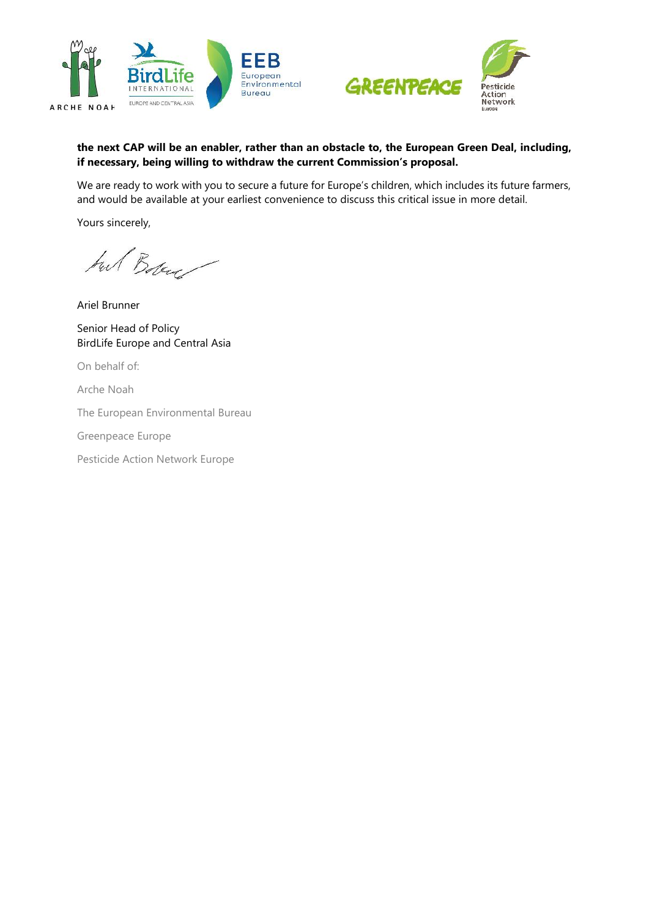**the next CAP will be an enabler, rather than an obstacle to, the European Green Deal, including, if necessary, being willing to withdraw the current Commission's proposal.**

We are ready to work with you to secure a future for Europe's children, which includes its future farmers, and would be available at your earliest convenience to discuss this critical issue in more detail.

Yours sincerely,

Ariel Brunner

Senior Head of Policy
BirdLife Europe and Central Asia

On behalf of:

Arche Noah

The European Environmental Bureau

Greenpeace Europe

Pesticide Action Network Europe